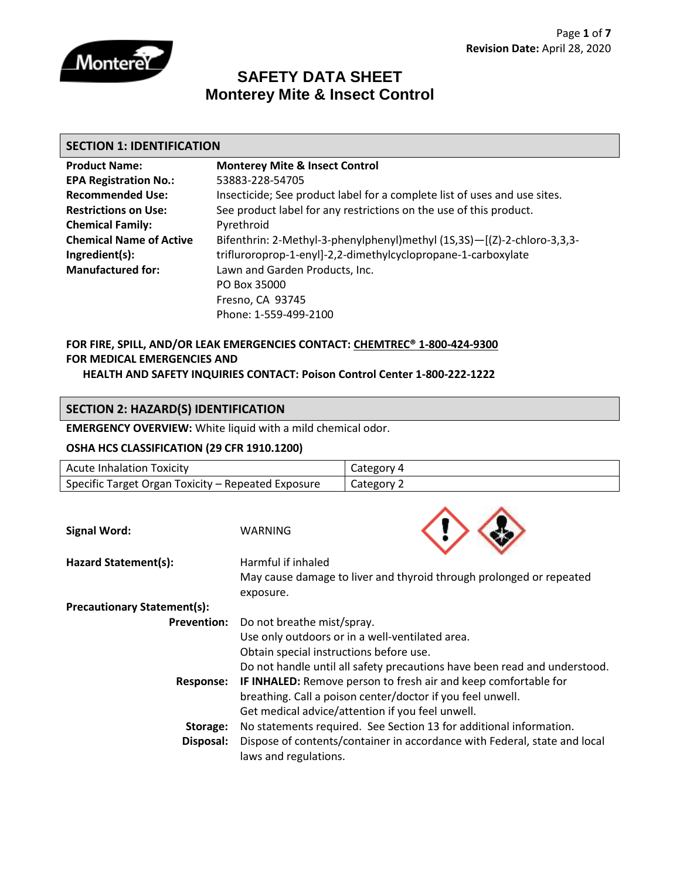# SAFETY DATA SHEET
# Monterey Mite & Insect Control

Revision Date: April 28, 2020

## SECTION 1: IDENTIFICATION

| | |
|---|---|
| **Product Name:** | **Monterey Mite & Insect Control** |
| **EPA Registration No.:** | 53883-228-54705 |
| **Recommended Use:** | Insecticide; See product label for a complete list of uses and use sites. |
| **Restrictions on Use:** | See product label for any restrictions on the use of this product. |
| **Chemical Family:** | Pyrethroid |
| **Chemical Name of Active Ingredient(s):** | Bifenthrin: 2-Methyl-3-phenylphenyl)methyl (1S,3S)—[(Z)-2-chloro-3,3,3-trifluroroprop-1-enyl]-2,2-dimethylcyclopropane-1-carboxylate |
| **Manufactured for:** | Lawn and Garden Products, Inc.<br>PO Box 35000<br>Fresno, CA 93745<br>Phone: 1-559-499-2100 |

**FOR FIRE, SPILL, AND/OR LEAK EMERGENCIES CONTACT: CHEMTREC® 1-800-424-9300**
**FOR MEDICAL EMERGENCIES AND HEALTH AND SAFETY INQUIRIES CONTACT: Poison Control Center 1-800-222-1222**

## SECTION 2: HAZARD(S) IDENTIFICATION

**EMERGENCY OVERVIEW:** White liquid with a mild chemical odor.

**OSHA HCS CLASSIFICATION (29 CFR 1910.1200)**

| | |
|---|---|
| Acute Inhalation Toxicity | Category 4 |
| Specific Target Organ Toxicity – Repeated Exposure | Category 2 |

**Signal Word:** WARNING

**Hazard Statement(s):**
Harmful if inhaled
May cause damage to liver and thyroid through prolonged or repeated exposure.

**Precautionary Statement(s):**

**Prevention:** Do not breathe mist/spray.
Use only outdoors or in a well-ventilated area.
Obtain special instructions before use.
Do not handle until all safety precautions have been read and understood.

**Response:** **IF INHALED:** Remove person to fresh air and keep comfortable for breathing. Call a poison center/doctor if you feel unwell.
Get medical advice/attention if you feel unwell.

**Storage:** No statements required. See Section 13 for additional information.

**Disposal:** Dispose of contents/container in accordance with Federal, state and local laws and regulations.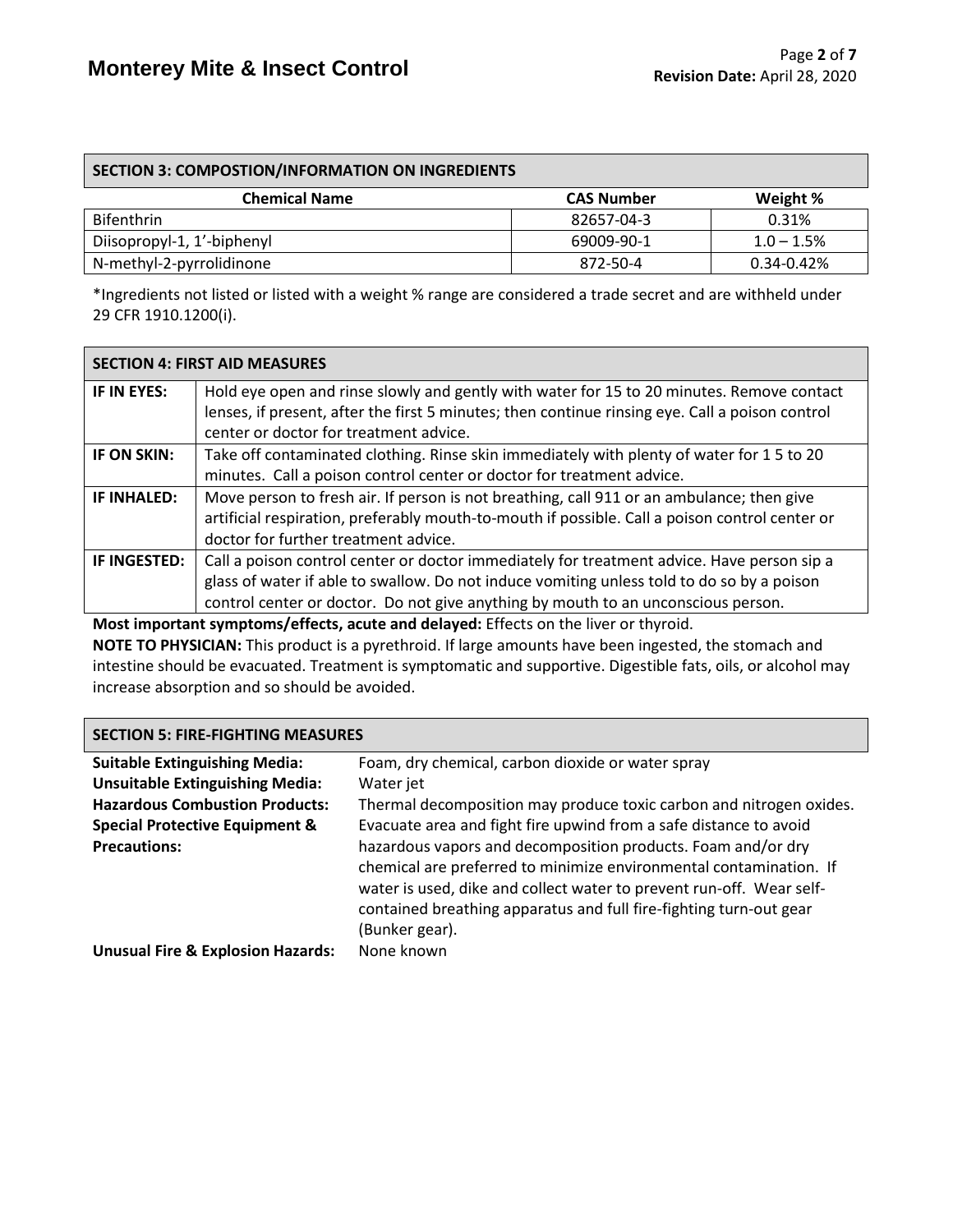## SECTION 3: COMPOSTION/INFORMATION ON INGREDIENTS

| Chemical Name | CAS Number | Weight % |
|---|---|---|
| Bifenthrin | 82657-04-3 | 0.31% |
| Diisopropyl-1, 1'-biphenyl | 69009-90-1 | 1.0 – 1.5% |
| N-methyl-2-pyrrolidinone | 872-50-4 | 0.34-0.42% |

*Ingredients not listed or listed with a weight % range are considered a trade secret and are withheld under 29 CFR 1910.1200(i).

## SECTION 4: FIRST AID MEASURES

| | |
|---|---|
| **IF IN EYES:** | Hold eye open and rinse slowly and gently with water for 15 to 20 minutes. Remove contact lenses, if present, after the first 5 minutes; then continue rinsing eye. Call a poison control center or doctor for treatment advice. |
| **IF ON SKIN:** | Take off contaminated clothing. Rinse skin immediately with plenty of water for 1 5 to 20 minutes. Call a poison control center or doctor for treatment advice. |
| **IF INHALED:** | Move person to fresh air. If person is not breathing, call 911 or an ambulance; then give artificial respiration, preferably mouth-to-mouth if possible. Call a poison control center or doctor for further treatment advice. |
| **IF INGESTED:** | Call a poison control center or doctor immediately for treatment advice. Have person sip a glass of water if able to swallow. Do not induce vomiting unless told to do so by a poison control center or doctor. Do not give anything by mouth to an unconscious person. |

**Most important symptoms/effects, acute and delayed:** Effects on the liver or thyroid.

**NOTE TO PHYSICIAN:** This product is a pyrethroid. If large amounts have been ingested, the stomach and intestine should be evacuated. Treatment is symptomatic and supportive. Digestible fats, oils, or alcohol may increase absorption and so should be avoided.

## SECTION 5: FIRE-FIGHTING MEASURES

| | |
|---|---|
| **Suitable Extinguishing Media:** | Foam, dry chemical, carbon dioxide or water spray |
| **Unsuitable Extinguishing Media:** | Water jet |
| **Hazardous Combustion Products:** | Thermal decomposition may produce toxic carbon and nitrogen oxides. |
| **Special Protective Equipment & Precautions:** | Evacuate area and fight fire upwind from a safe distance to avoid hazardous vapors and decomposition products. Foam and/or dry chemical are preferred to minimize environmental contamination. If water is used, dike and collect water to prevent run-off. Wear self-contained breathing apparatus and full fire-fighting turn-out gear (Bunker gear). |
| **Unusual Fire & Explosion Hazards:** | None known |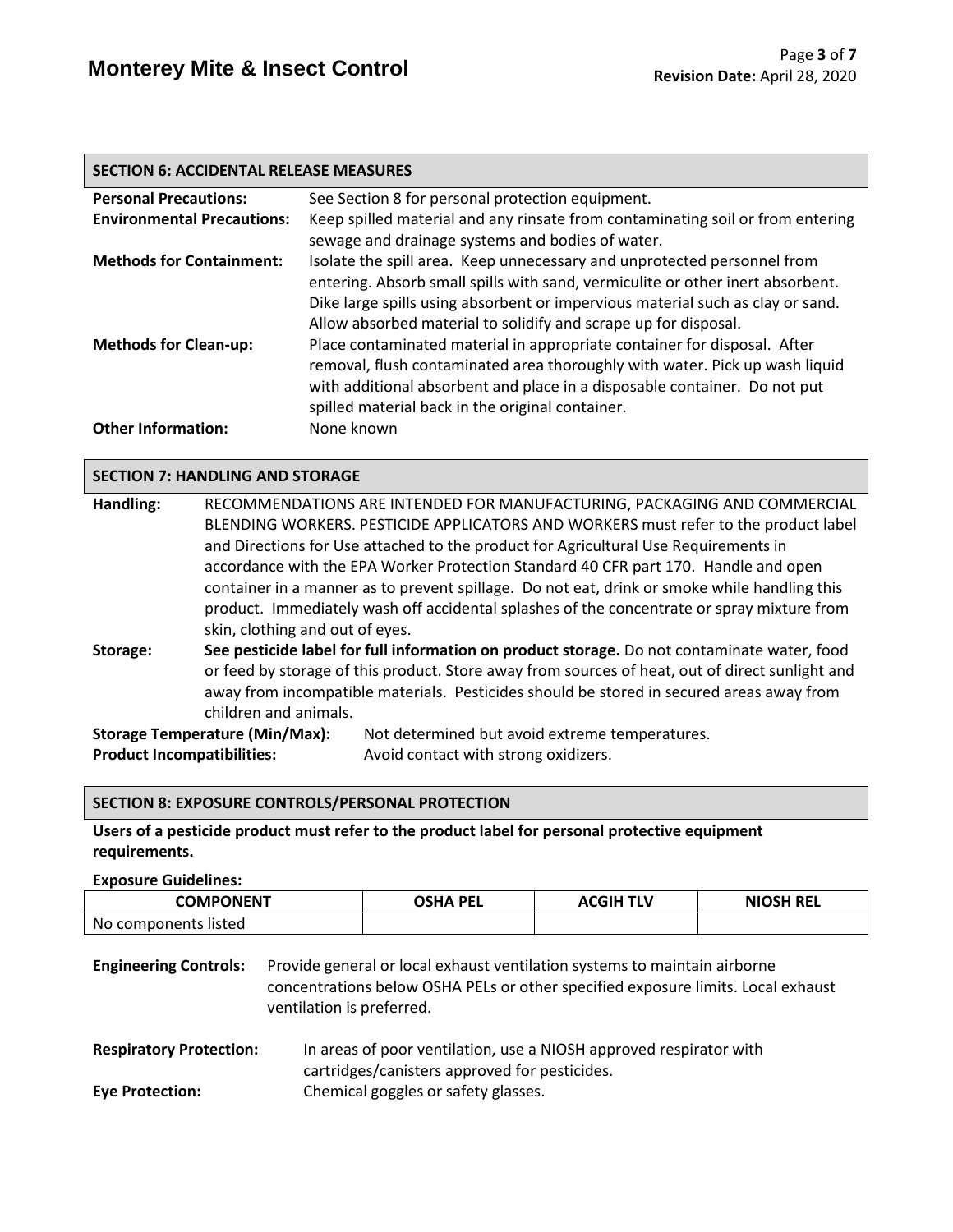## SECTION 6: ACCIDENTAL RELEASE MEASURES

**Personal Precautions:** See Section 8 for personal protection equipment.

**Environmental Precautions:** Keep spilled material and any rinsate from contaminating soil or from entering sewage and drainage systems and bodies of water.

**Methods for Containment:** Isolate the spill area. Keep unnecessary and unprotected personnel from entering. Absorb small spills with sand, vermiculite or other inert absorbent. Dike large spills using absorbent or impervious material such as clay or sand. Allow absorbed material to solidify and scrape up for disposal.

**Methods for Clean-up:** Place contaminated material in appropriate container for disposal. After removal, flush contaminated area thoroughly with water. Pick up wash liquid with additional absorbent and place in a disposable container. Do not put spilled material back in the original container.

**Other Information:** None known

## SECTION 7: HANDLING AND STORAGE

**Handling:** RECOMMENDATIONS ARE INTENDED FOR MANUFACTURING, PACKAGING AND COMMERCIAL BLENDING WORKERS. PESTICIDE APPLICATORS AND WORKERS must refer to the product label and Directions for Use attached to the product for Agricultural Use Requirements in accordance with the EPA Worker Protection Standard 40 CFR part 170. Handle and open container in a manner as to prevent spillage. Do not eat, drink or smoke while handling this product. Immediately wash off accidental splashes of the concentrate or spray mixture from skin, clothing and out of eyes.

**Storage:** **See pesticide label for full information on product storage.** Do not contaminate water, food or feed by storage of this product. Store away from sources of heat, out of direct sunlight and away from incompatible materials. Pesticides should be stored in secured areas away from children and animals.

**Storage Temperature (Min/Max):** Not determined but avoid extreme temperatures.

**Product Incompatibilities:** Avoid contact with strong oxidizers.

## SECTION 8: EXPOSURE CONTROLS/PERSONAL PROTECTION

**Users of a pesticide product must refer to the product label for personal protective equipment requirements.**

**Exposure Guidelines:**

| COMPONENT | OSHA PEL | ACGIH TLV | NIOSH REL |
|---|---|---|---|
| No components listed | | | |

**Engineering Controls:** Provide general or local exhaust ventilation systems to maintain airborne concentrations below OSHA PELs or other specified exposure limits. Local exhaust ventilation is preferred.

**Respiratory Protection:** In areas of poor ventilation, use a NIOSH approved respirator with cartridges/canisters approved for pesticides.

**Eye Protection:** Chemical goggles or safety glasses.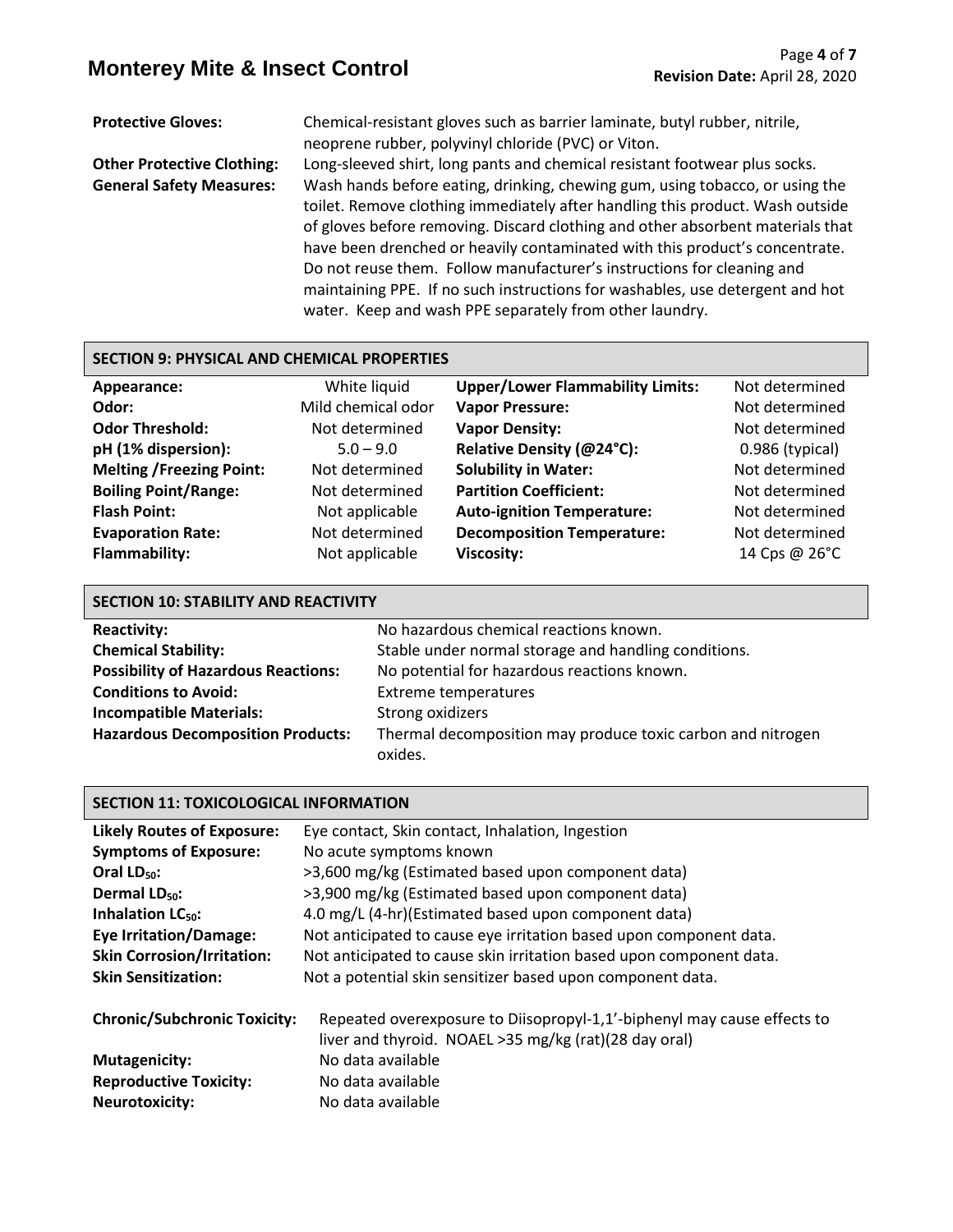**Protective Gloves:** Chemical-resistant gloves such as barrier laminate, butyl rubber, nitrile, neoprene rubber, polyvinyl chloride (PVC) or Viton.

**Other Protective Clothing:** Long-sleeved shirt, long pants and chemical resistant footwear plus socks.

**General Safety Measures:** Wash hands before eating, drinking, chewing gum, using tobacco, or using the toilet. Remove clothing immediately after handling this product. Wash outside of gloves before removing. Discard clothing and other absorbent materials that have been drenched or heavily contaminated with this product's concentrate. Do not reuse them. Follow manufacturer's instructions for cleaning and maintaining PPE. If no such instructions for washables, use detergent and hot water. Keep and wash PPE separately from other laundry.

## SECTION 9: PHYSICAL AND CHEMICAL PROPERTIES

| | | | |
|---|---|---|---|
| **Appearance:** | White liquid | **Upper/Lower Flammability Limits:** | Not determined |
| **Odor:** | Mild chemical odor | **Vapor Pressure:** | Not determined |
| **Odor Threshold:** | Not determined | **Vapor Density:** | Not determined |
| **pH (1% dispersion):** | 5.0 – 9.0 | **Relative Density (@24°C):** | 0.986 (typical) |
| **Melting /Freezing Point:** | Not determined | **Solubility in Water:** | Not determined |
| **Boiling Point/Range:** | Not determined | **Partition Coefficient:** | Not determined |
| **Flash Point:** | Not applicable | **Auto-ignition Temperature:** | Not determined |
| **Evaporation Rate:** | Not determined | **Decomposition Temperature:** | Not determined |
| **Flammability:** | Not applicable | **Viscosity:** | 14 Cps @ 26°C |

## SECTION 10: STABILITY AND REACTIVITY

**Reactivity:** No hazardous chemical reactions known.

**Chemical Stability:** Stable under normal storage and handling conditions.

**Possibility of Hazardous Reactions:** No potential for hazardous reactions known.

**Conditions to Avoid:** Extreme temperatures

**Incompatible Materials:** Strong oxidizers

**Hazardous Decomposition Products:** Thermal decomposition may produce toxic carbon and nitrogen oxides.

## SECTION 11: TOXICOLOGICAL INFORMATION

**Likely Routes of Exposure:** Eye contact, Skin contact, Inhalation, Ingestion

**Symptoms of Exposure:** No acute symptoms known

**Oral $LD_{50}$:** >3,600 mg/kg (Estimated based upon component data)

**Dermal $LD_{50}$:** >3,900 mg/kg (Estimated based upon component data)

**Inhalation $LC_{50}$:** 4.0 mg/L (4-hr)(Estimated based upon component data)

**Eye Irritation/Damage:** Not anticipated to cause eye irritation based upon component data.

**Skin Corrosion/Irritation:** Not anticipated to cause skin irritation based upon component data.

**Skin Sensitization:** Not a potential skin sensitizer based upon component data.

**Chronic/Subchronic Toxicity:** Repeated overexposure to Diisopropyl-1,1'-biphenyl may cause effects to liver and thyroid. NOAEL >35 mg/kg (rat)(28 day oral)

**Mutagenicity:** No data available

**Reproductive Toxicity:** No data available

**Neurotoxicity:** No data available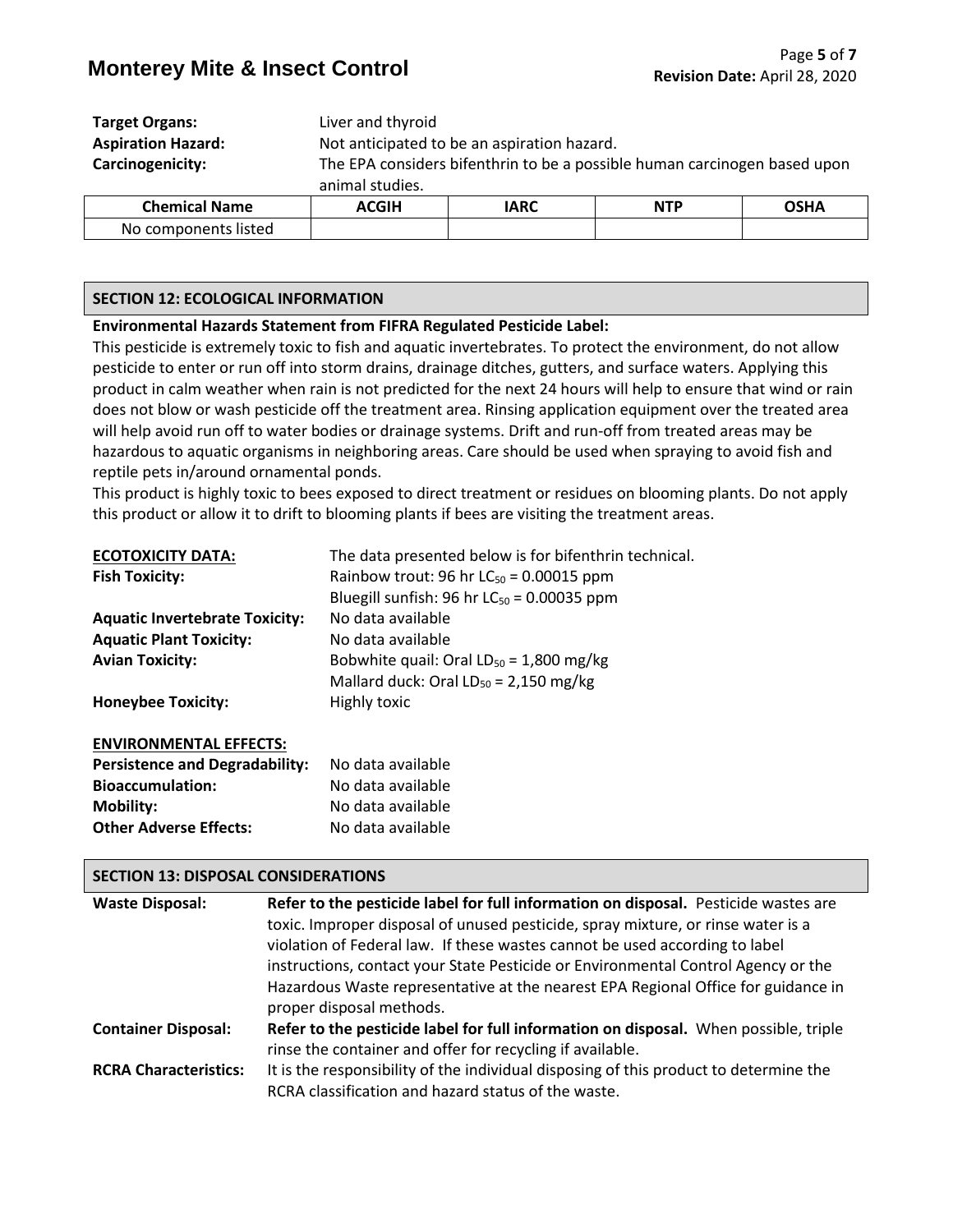**Target Organs:** Liver and thyroid
**Aspiration Hazard:** Not anticipated to be an aspiration hazard.
**Carcinogenicity:** The EPA considers bifenthrin to be a possible human carcinogen based upon animal studies.

| Chemical Name | ACGIH | IARC | NTP | OSHA |
|---|---|---|---|---|
| No components listed | | | | |

## SECTION 12: ECOLOGICAL INFORMATION

**Environmental Hazards Statement from FIFRA Regulated Pesticide Label:**
This pesticide is extremely toxic to fish and aquatic invertebrates. To protect the environment, do not allow pesticide to enter or run off into storm drains, drainage ditches, gutters, and surface waters. Applying this product in calm weather when rain is not predicted for the next 24 hours will help to ensure that wind or rain does not blow or wash pesticide off the treatment area. Rinsing application equipment over the treated area will help avoid run off to water bodies or drainage systems. Drift and run-off from treated areas may be hazardous to aquatic organisms in neighboring areas. Care should be used when spraying to avoid fish and reptile pets in/around ornamental ponds.
This product is highly toxic to bees exposed to direct treatment or residues on blooming plants. Do not apply this product or allow it to drift to blooming plants if bees are visiting the treatment areas.

**ECOTOXICITY DATA:** The data presented below is for bifenthrin technical.
**Fish Toxicity:** Rainbow trout: 96 hr $LC_{50}$ = 0.00015 ppm
Bluegill sunfish: 96 hr $LC_{50}$ = 0.00035 ppm
**Aquatic Invertebrate Toxicity:** No data available
**Aquatic Plant Toxicity:** No data available
**Avian Toxicity:** Bobwhite quail: Oral $LD_{50}$ = 1,800 mg/kg
Mallard duck: Oral $LD_{50}$ = 2,150 mg/kg
**Honeybee Toxicity:** Highly toxic

**ENVIRONMENTAL EFFECTS:**
**Persistence and Degradability:** No data available
**Bioaccumulation:** No data available
**Mobility:** No data available
**Other Adverse Effects:** No data available

## SECTION 13: DISPOSAL CONSIDERATIONS

**Waste Disposal:** **Refer to the pesticide label for full information on disposal.** Pesticide wastes are toxic. Improper disposal of unused pesticide, spray mixture, or rinse water is a violation of Federal law. If these wastes cannot be used according to label instructions, contact your State Pesticide or Environmental Control Agency or the Hazardous Waste representative at the nearest EPA Regional Office for guidance in proper disposal methods.

**Container Disposal:** **Refer to the pesticide label for full information on disposal.** When possible, triple rinse the container and offer for recycling if available.

**RCRA Characteristics:** It is the responsibility of the individual disposing of this product to determine the RCRA classification and hazard status of the waste.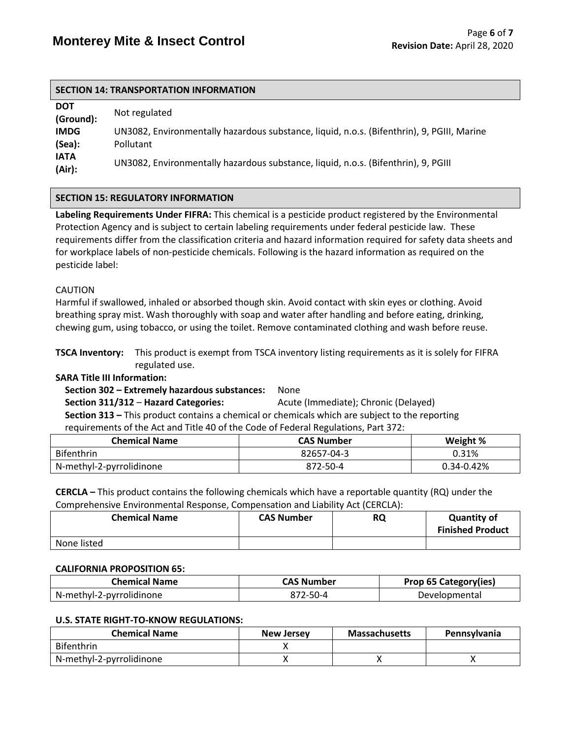## SECTION 14: TRANSPORTATION INFORMATION

**DOT (Ground):** Not regulated

**IMDG (Sea):** UN3082, Environmentally hazardous substance, liquid, n.o.s. (Bifenthrin), 9, PGIII, Marine Pollutant

**IATA (Air):** UN3082, Environmentally hazardous substance, liquid, n.o.s. (Bifenthrin), 9, PGIII

## SECTION 15: REGULATORY INFORMATION

**Labeling Requirements Under FIFRA:** This chemical is a pesticide product registered by the Environmental Protection Agency and is subject to certain labeling requirements under federal pesticide law. These requirements differ from the classification criteria and hazard information required for safety data sheets and for workplace labels of non-pesticide chemicals. Following is the hazard information as required on the pesticide label:

CAUTION
Harmful if swallowed, inhaled or absorbed though skin. Avoid contact with skin eyes or clothing. Avoid breathing spray mist. Wash thoroughly with soap and water after handling and before eating, drinking, chewing gum, using tobacco, or using the toilet. Remove contaminated clothing and wash before reuse.

**TSCA Inventory:** This product is exempt from TSCA inventory listing requirements as it is solely for FIFRA regulated use.

**SARA Title III Information:**

**Section 302 – Extremely hazardous substances:** None

**Section 311/312 – Hazard Categories:** Acute (Immediate); Chronic (Delayed)

**Section 313 –** This product contains a chemical or chemicals which are subject to the reporting requirements of the Act and Title 40 of the Code of Federal Regulations, Part 372:

| Chemical Name | CAS Number | Weight % |
|---|---|---|
| Bifenthrin | 82657-04-3 | 0.31% |
| N-methyl-2-pyrrolidinone | 872-50-4 | 0.34-0.42% |

**CERCLA –** This product contains the following chemicals which have a reportable quantity (RQ) under the Comprehensive Environmental Response, Compensation and Liability Act (CERCLA):

| Chemical Name | CAS Number | RQ | Quantity of Finished Product |
|---|---|---|---|
| None listed | | | |

**CALIFORNIA PROPOSITION 65:**

| Chemical Name | CAS Number | Prop 65 Category(ies) |
|---|---|---|
| N-methyl-2-pyrrolidinone | 872-50-4 | Developmental |

**U.S. STATE RIGHT-TO-KNOW REGULATIONS:**

| Chemical Name | New Jersey | Massachusetts | Pennsylvania |
|---|---|---|---|
| Bifenthrin | X | | |
| N-methyl-2-pyrrolidinone | X | X | X |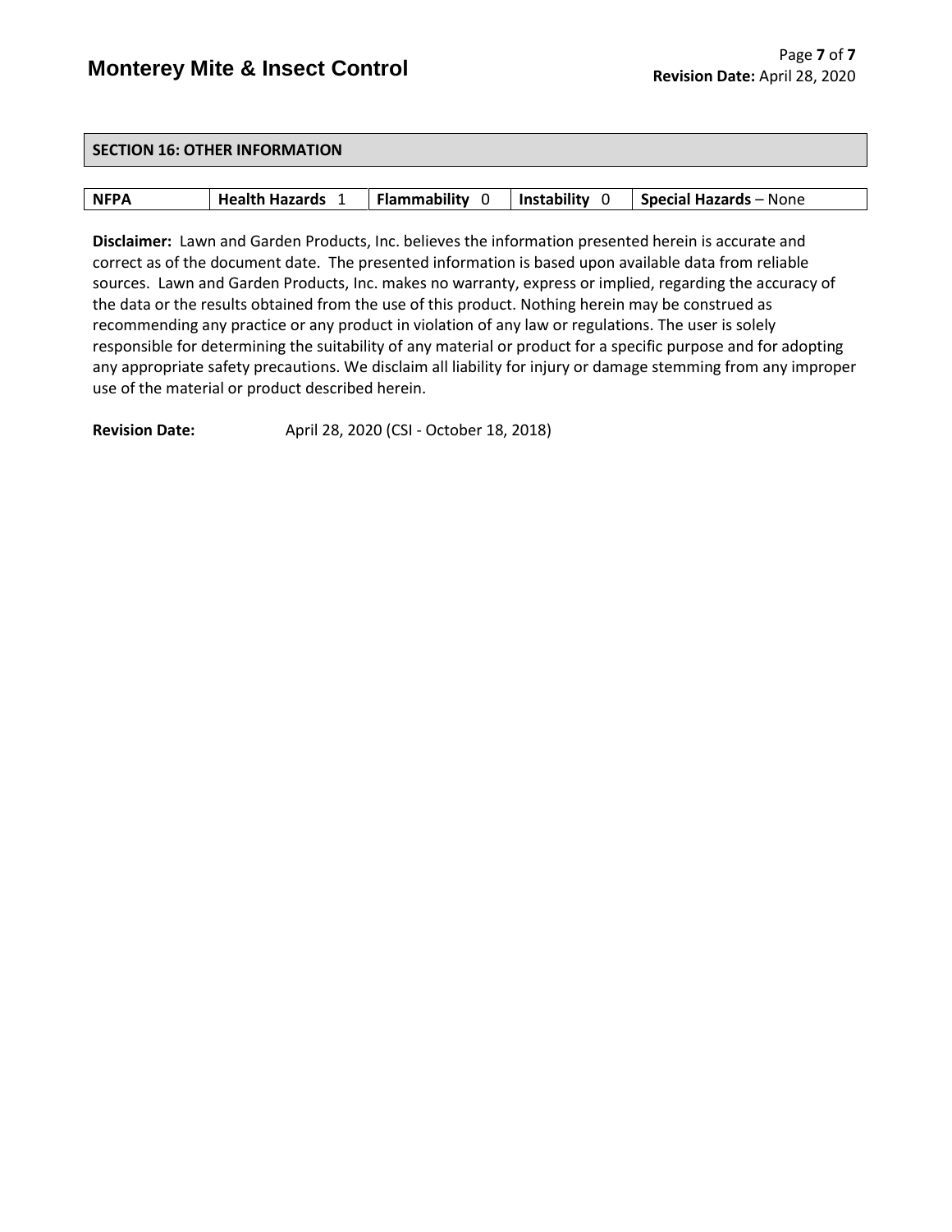## SECTION 16: OTHER INFORMATION

| | | | | |
|---|---|---|---|---|
| **NFPA** | **Health Hazards** 1 | **Flammability** 0 | **Instability** 0 | **Special Hazards** – None |

**Disclaimer:** Lawn and Garden Products, Inc. believes the information presented herein is accurate and correct as of the document date. The presented information is based upon available data from reliable sources. Lawn and Garden Products, Inc. makes no warranty, express or implied, regarding the accuracy of the data or the results obtained from the use of this product. Nothing herein may be construed as recommending any practice or any product in violation of any law or regulations. The user is solely responsible for determining the suitability of any material or product for a specific purpose and for adopting any appropriate safety precautions. We disclaim all liability for injury or damage stemming from any improper use of the material or product described herein.

**Revision Date:** April 28, 2020 (CSI - October 18, 2018)